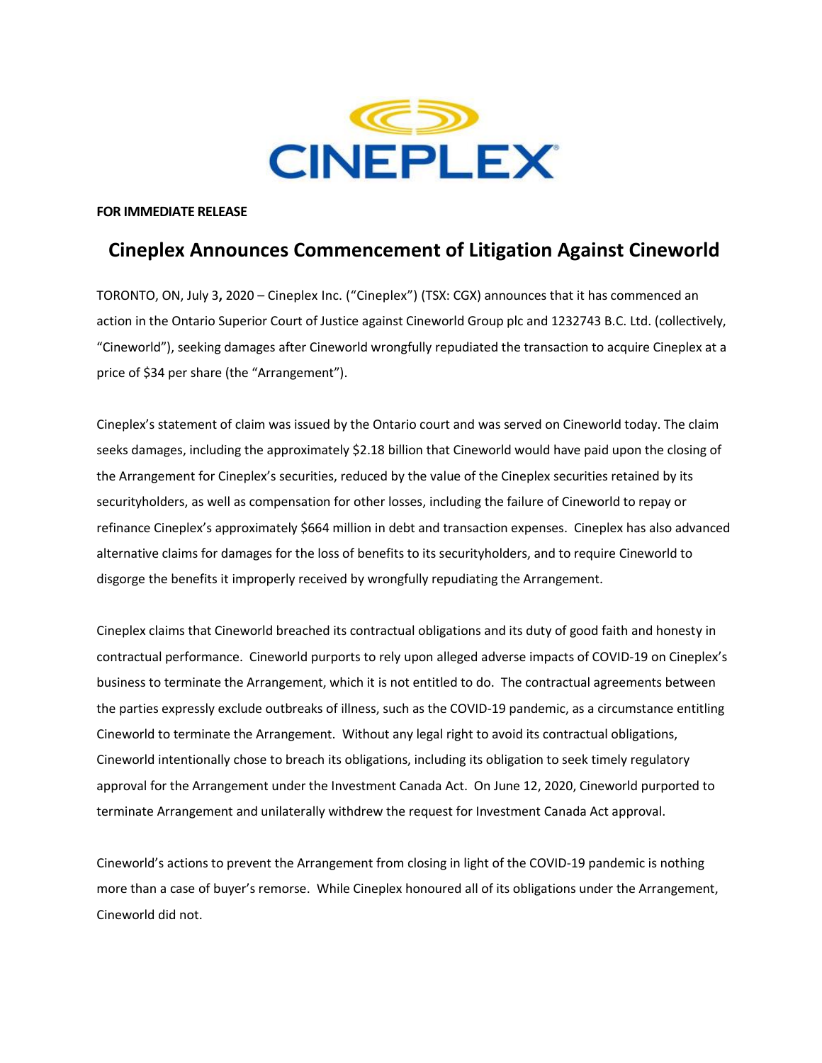**FOR IMMEDIATE RELEASE**

# Cineplex Announces Commencement of Litigation Against Cineworld

TORONTO, ON, July 3**,** 2020 – Cineplex Inc. ("Cineplex") (TSX: CGX) announces that it has commenced an action in the Ontario Superior Court of Justice against Cineworld Group plc and 1232743 B.C. Ltd. (collectively, "Cineworld"), seeking damages after Cineworld wrongfully repudiated the transaction to acquire Cineplex at a price of $34 per share (the "Arrangement").

Cineplex's statement of claim was issued by the Ontario court and was served on Cineworld today. The claim seeks damages, including the approximately $2.18 billion that Cineworld would have paid upon the closing of the Arrangement for Cineplex's securities, reduced by the value of the Cineplex securities retained by its securityholders, as well as compensation for other losses, including the failure of Cineworld to repay or refinance Cineplex's approximately $664 million in debt and transaction expenses. Cineplex has also advanced alternative claims for damages for the loss of benefits to its securityholders, and to require Cineworld to disgorge the benefits it improperly received by wrongfully repudiating the Arrangement.

Cineplex claims that Cineworld breached its contractual obligations and its duty of good faith and honesty in contractual performance. Cineworld purports to rely upon alleged adverse impacts of COVID-19 on Cineplex's business to terminate the Arrangement, which it is not entitled to do. The contractual agreements between the parties expressly exclude outbreaks of illness, such as the COVID-19 pandemic, as a circumstance entitling Cineworld to terminate the Arrangement. Without any legal right to avoid its contractual obligations, Cineworld intentionally chose to breach its obligations, including its obligation to seek timely regulatory approval for the Arrangement under the Investment Canada Act. On June 12, 2020, Cineworld purported to terminate Arrangement and unilaterally withdrew the request for Investment Canada Act approval.

Cineworld's actions to prevent the Arrangement from closing in light of the COVID-19 pandemic is nothing more than a case of buyer's remorse. While Cineplex honoured all of its obligations under the Arrangement, Cineworld did not.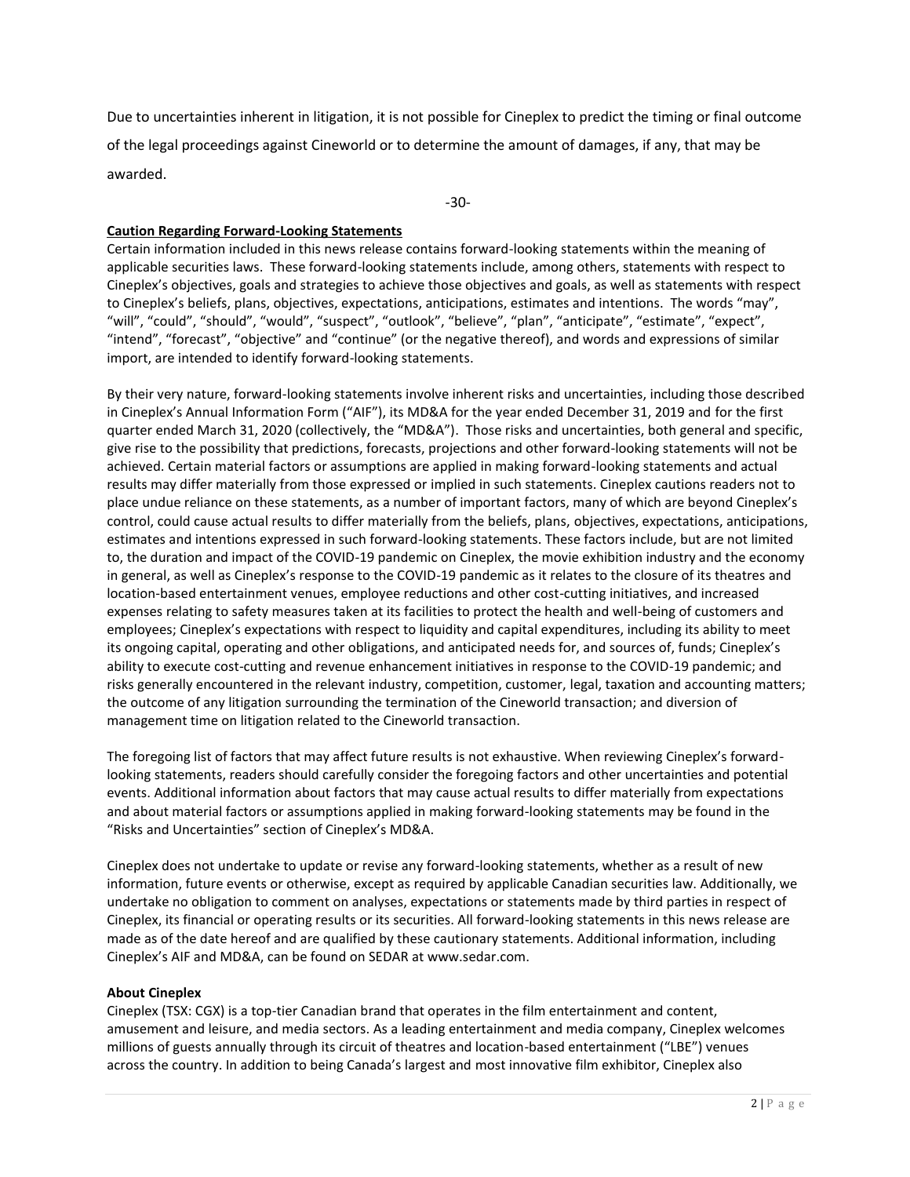Due to uncertainties inherent in litigation, it is not possible for Cineplex to predict the timing or final outcome of the legal proceedings against Cineworld or to determine the amount of damages, if any, that may be awarded.

-30-

**Caution Regarding Forward-Looking Statements**

Certain information included in this news release contains forward-looking statements within the meaning of applicable securities laws. These forward-looking statements include, among others, statements with respect to Cineplex's objectives, goals and strategies to achieve those objectives and goals, as well as statements with respect to Cineplex's beliefs, plans, objectives, expectations, anticipations, estimates and intentions. The words "may", "will", "could", "should", "would", "suspect", "outlook", "believe", "plan", "anticipate", "estimate", "expect", "intend", "forecast", "objective" and "continue" (or the negative thereof), and words and expressions of similar import, are intended to identify forward-looking statements.

By their very nature, forward-looking statements involve inherent risks and uncertainties, including those described in Cineplex's Annual Information Form ("AIF"), its MD&A for the year ended December 31, 2019 and for the first quarter ended March 31, 2020 (collectively, the "MD&A"). Those risks and uncertainties, both general and specific, give rise to the possibility that predictions, forecasts, projections and other forward-looking statements will not be achieved. Certain material factors or assumptions are applied in making forward-looking statements and actual results may differ materially from those expressed or implied in such statements. Cineplex cautions readers not to place undue reliance on these statements, as a number of important factors, many of which are beyond Cineplex's control, could cause actual results to differ materially from the beliefs, plans, objectives, expectations, anticipations, estimates and intentions expressed in such forward-looking statements. These factors include, but are not limited to, the duration and impact of the COVID-19 pandemic on Cineplex, the movie exhibition industry and the economy in general, as well as Cineplex's response to the COVID-19 pandemic as it relates to the closure of its theatres and location-based entertainment venues, employee reductions and other cost-cutting initiatives, and increased expenses relating to safety measures taken at its facilities to protect the health and well-being of customers and employees; Cineplex's expectations with respect to liquidity and capital expenditures, including its ability to meet its ongoing capital, operating and other obligations, and anticipated needs for, and sources of, funds; Cineplex's ability to execute cost-cutting and revenue enhancement initiatives in response to the COVID-19 pandemic; and risks generally encountered in the relevant industry, competition, customer, legal, taxation and accounting matters; the outcome of any litigation surrounding the termination of the Cineworld transaction; and diversion of management time on litigation related to the Cineworld transaction.

The foregoing list of factors that may affect future results is not exhaustive. When reviewing Cineplex's forward-looking statements, readers should carefully consider the foregoing factors and other uncertainties and potential events. Additional information about factors that may cause actual results to differ materially from expectations and about material factors or assumptions applied in making forward-looking statements may be found in the "Risks and Uncertainties" section of Cineplex's MD&A.

Cineplex does not undertake to update or revise any forward-looking statements, whether as a result of new information, future events or otherwise, except as required by applicable Canadian securities law. Additionally, we undertake no obligation to comment on analyses, expectations or statements made by third parties in respect of Cineplex, its financial or operating results or its securities. All forward-looking statements in this news release are made as of the date hereof and are qualified by these cautionary statements. Additional information, including Cineplex's AIF and MD&A, can be found on SEDAR at www.sedar.com.

**About Cineplex**

Cineplex (TSX: CGX) is a top-tier Canadian brand that operates in the film entertainment and content, amusement and leisure, and media sectors. As a leading entertainment and media company, Cineplex welcomes millions of guests annually through its circuit of theatres and location-based entertainment ("LBE") venues across the country. In addition to being Canada's largest and most innovative film exhibitor, Cineplex also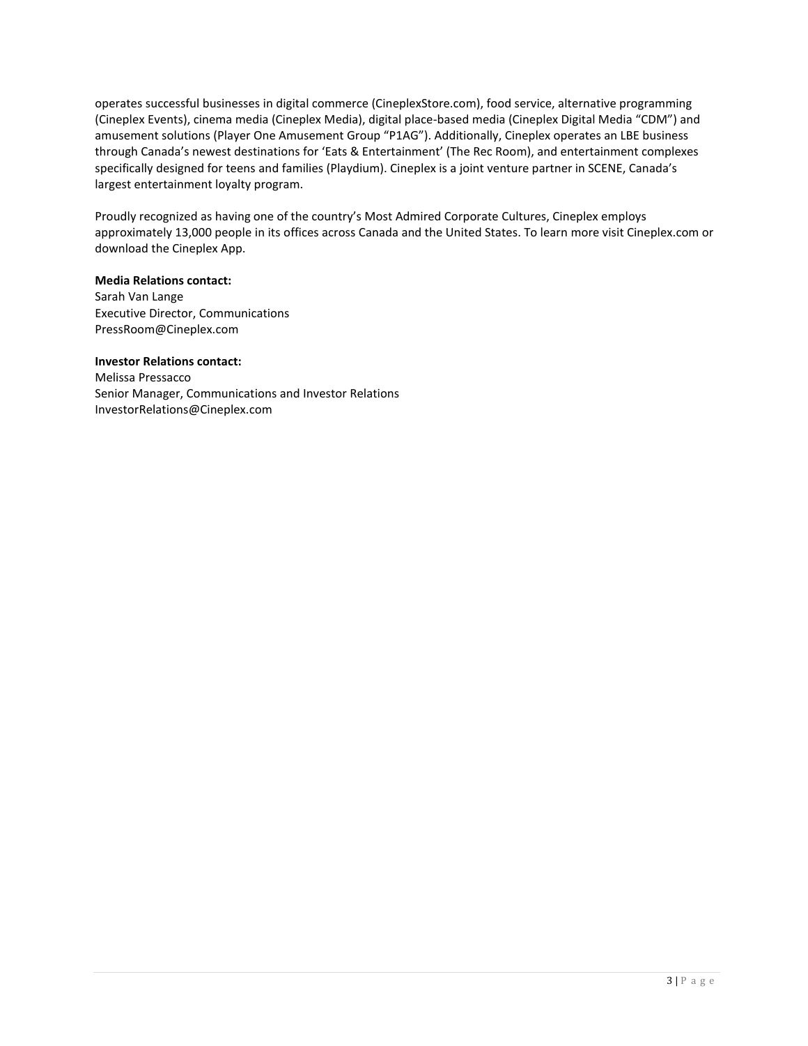operates successful businesses in digital commerce (CineplexStore.com), food service, alternative programming (Cineplex Events), cinema media (Cineplex Media), digital place-based media (Cineplex Digital Media "CDM") and amusement solutions (Player One Amusement Group "P1AG"). Additionally, Cineplex operates an LBE business through Canada's newest destinations for 'Eats & Entertainment' (The Rec Room), and entertainment complexes specifically designed for teens and families (Playdium). Cineplex is a joint venture partner in SCENE, Canada's largest entertainment loyalty program.

Proudly recognized as having one of the country's Most Admired Corporate Cultures, Cineplex employs approximately 13,000 people in its offices across Canada and the United States. To learn more visit Cineplex.com or download the Cineplex App.

**Media Relations contact:**
Sarah Van Lange
Executive Director, Communications
PressRoom@Cineplex.com

**Investor Relations contact:**
Melissa Pressacco
Senior Manager, Communications and Investor Relations
InvestorRelations@Cineplex.com